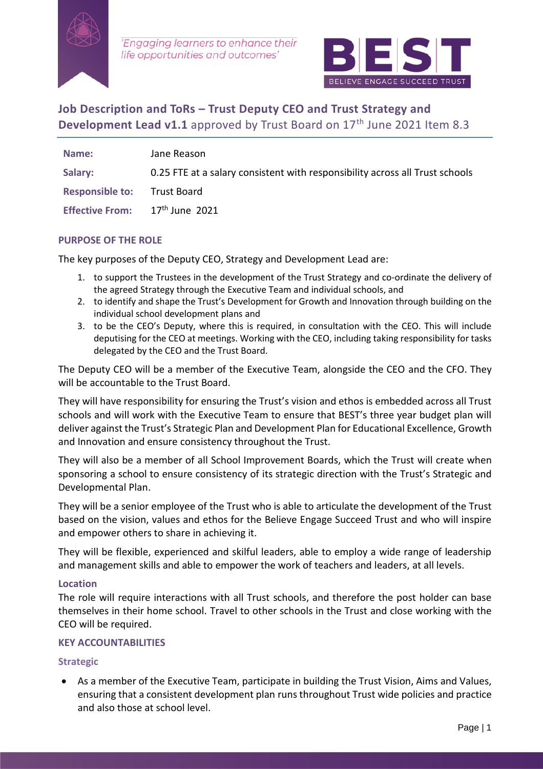*'Engaging learners to enhance their life opportunities and outcomes'*

BEST
BELIEVE ENGAGE SUCCEED TRUST

## **Job Description and ToRs – Trust Deputy CEO and Trust Strategy and Development Lead v1.1** approved by Trust Board on 17th June 2021 Item 8.3

| | |
|---|---|
| **Name:** | Jane Reason |
| **Salary:** | 0.25 FTE at a salary consistent with responsibility across all Trust schools |
| **Responsible to:** | Trust Board |
| **Effective From:** | 17th June 2021 |

### PURPOSE OF THE ROLE

The key purposes of the Deputy CEO, Strategy and Development Lead are:

1. to support the Trustees in the development of the Trust Strategy and co-ordinate the delivery of the agreed Strategy through the Executive Team and individual schools, and
2. to identify and shape the Trust's Development for Growth and Innovation through building on the individual school development plans and
3. to be the CEO's Deputy, where this is required, in consultation with the CEO. This will include deputising for the CEO at meetings. Working with the CEO, including taking responsibility for tasks delegated by the CEO and the Trust Board.

The Deputy CEO will be a member of the Executive Team, alongside the CEO and the CFO. They will be accountable to the Trust Board.

They will have responsibility for ensuring the Trust's vision and ethos is embedded across all Trust schools and will work with the Executive Team to ensure that BEST's three year budget plan will deliver against the Trust's Strategic Plan and Development Plan for Educational Excellence, Growth and Innovation and ensure consistency throughout the Trust.

They will also be a member of all School Improvement Boards, which the Trust will create when sponsoring a school to ensure consistency of its strategic direction with the Trust's Strategic and Developmental Plan.

They will be a senior employee of the Trust who is able to articulate the development of the Trust based on the vision, values and ethos for the Believe Engage Succeed Trust and who will inspire and empower others to share in achieving it.

They will be flexible, experienced and skilful leaders, able to employ a wide range of leadership and management skills and able to empower the work of teachers and leaders, at all levels.

#### Location

The role will require interactions with all Trust schools, and therefore the post holder can base themselves in their home school. Travel to other schools in the Trust and close working with the CEO will be required.

### KEY ACCOUNTABILITIES

#### Strategic

- As a member of the Executive Team, participate in building the Trust Vision, Aims and Values, ensuring that a consistent development plan runs throughout Trust wide policies and practice and also those at school level.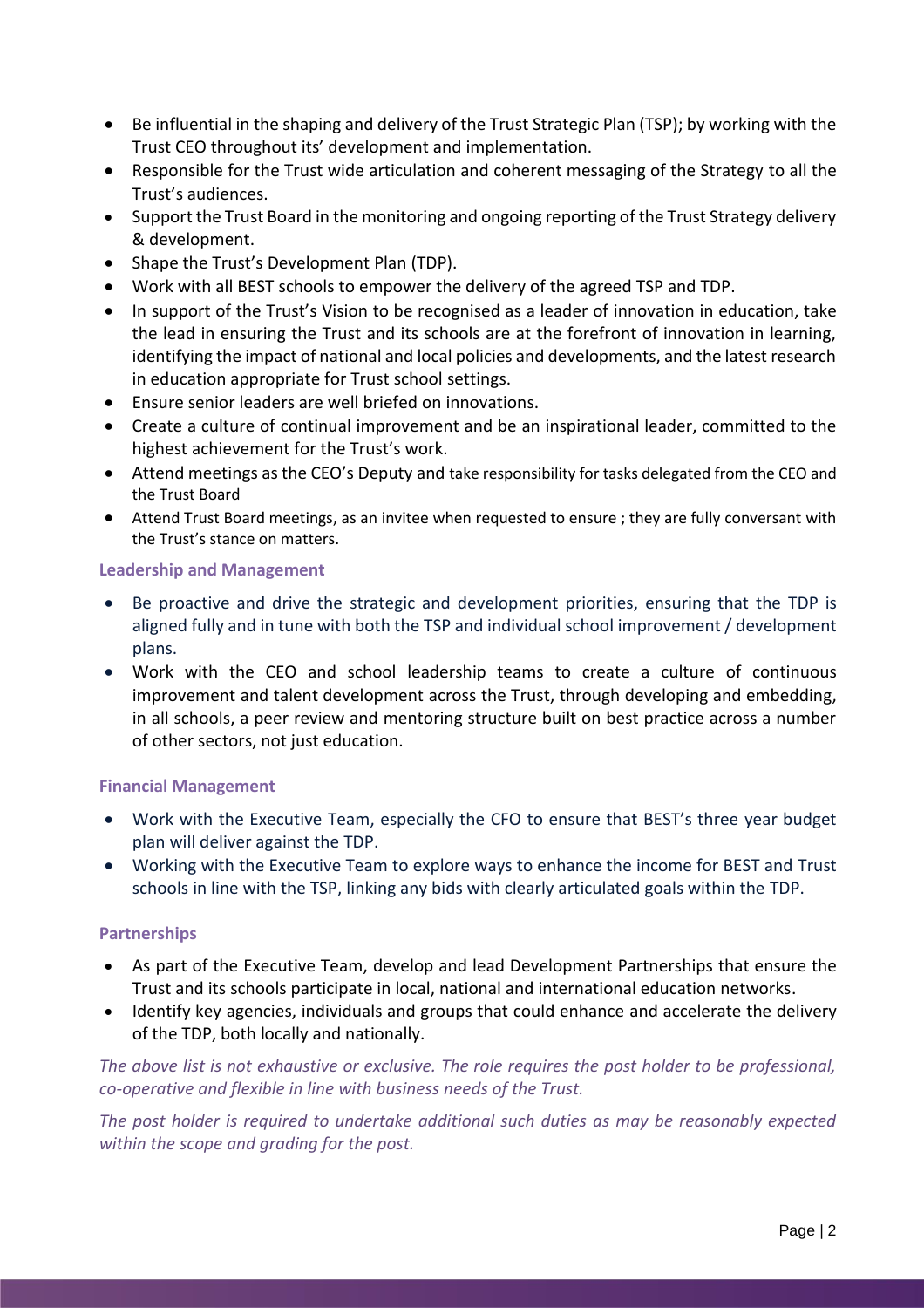- Be influential in the shaping and delivery of the Trust Strategic Plan (TSP); by working with the Trust CEO throughout its' development and implementation.
- Responsible for the Trust wide articulation and coherent messaging of the Strategy to all the Trust's audiences.
- Support the Trust Board in the monitoring and ongoing reporting of the Trust Strategy delivery & development.
- Shape the Trust's Development Plan (TDP).
- Work with all BEST schools to empower the delivery of the agreed TSP and TDP.
- In support of the Trust's Vision to be recognised as a leader of innovation in education, take the lead in ensuring the Trust and its schools are at the forefront of innovation in learning, identifying the impact of national and local policies and developments, and the latest research in education appropriate for Trust school settings.
- Ensure senior leaders are well briefed on innovations.
- Create a culture of continual improvement and be an inspirational leader, committed to the highest achievement for the Trust's work.
- Attend meetings as the CEO's Deputy and take responsibility for tasks delegated from the CEO and the Trust Board
- Attend Trust Board meetings, as an invitee when requested to ensure ; they are fully conversant with the Trust's stance on matters.

### Leadership and Management

- Be proactive and drive the strategic and development priorities, ensuring that the TDP is aligned fully and in tune with both the TSP and individual school improvement / development plans.
- Work with the CEO and school leadership teams to create a culture of continuous improvement and talent development across the Trust, through developing and embedding, in all schools, a peer review and mentoring structure built on best practice across a number of other sectors, not just education.

### Financial Management

- Work with the Executive Team, especially the CFO to ensure that BEST's three year budget plan will deliver against the TDP.
- Working with the Executive Team to explore ways to enhance the income for BEST and Trust schools in line with the TSP, linking any bids with clearly articulated goals within the TDP.

### Partnerships

- As part of the Executive Team, develop and lead Development Partnerships that ensure the Trust and its schools participate in local, national and international education networks.
- Identify key agencies, individuals and groups that could enhance and accelerate the delivery of the TDP, both locally and nationally.

*The above list is not exhaustive or exclusive. The role requires the post holder to be professional, co-operative and flexible in line with business needs of the Trust.*

*The post holder is required to undertake additional such duties as may be reasonably expected within the scope and grading for the post.*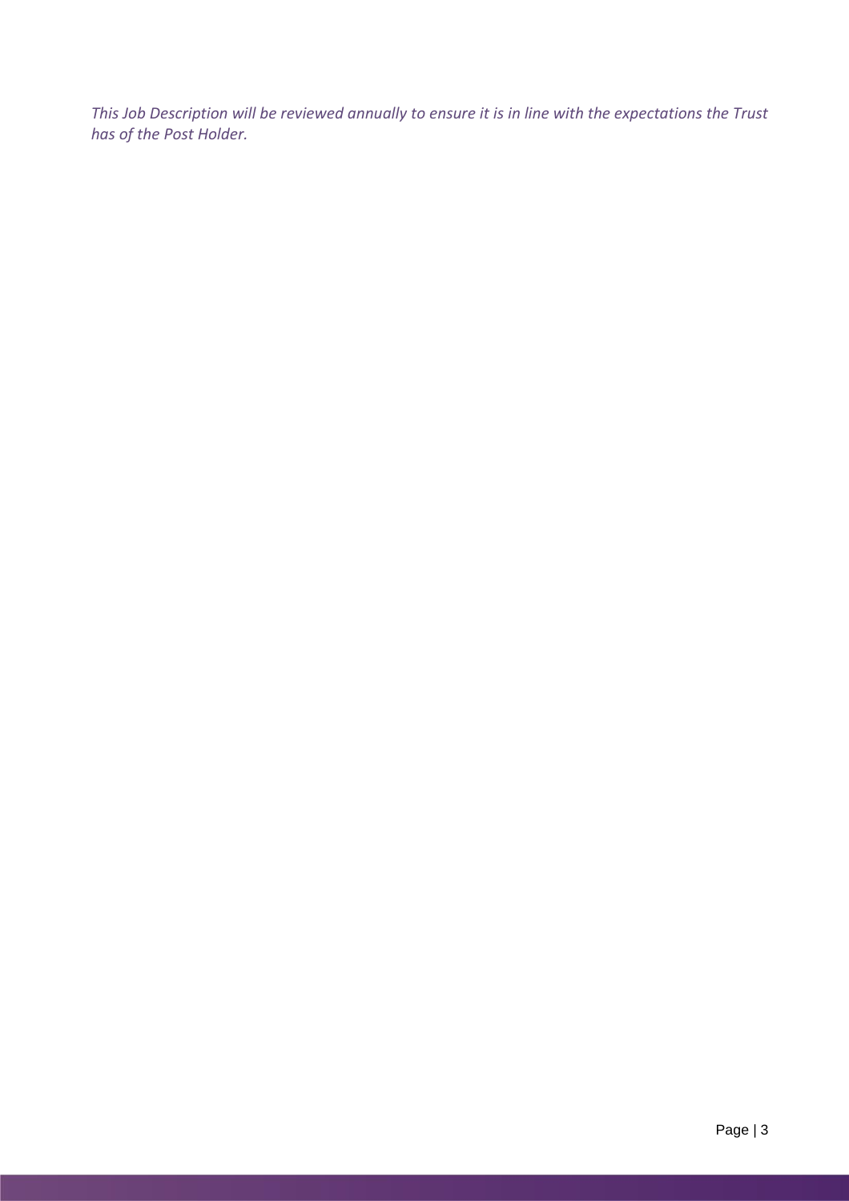*This Job Description will be reviewed annually to ensure it is in line with the expectations the Trust has of the Post Holder.*